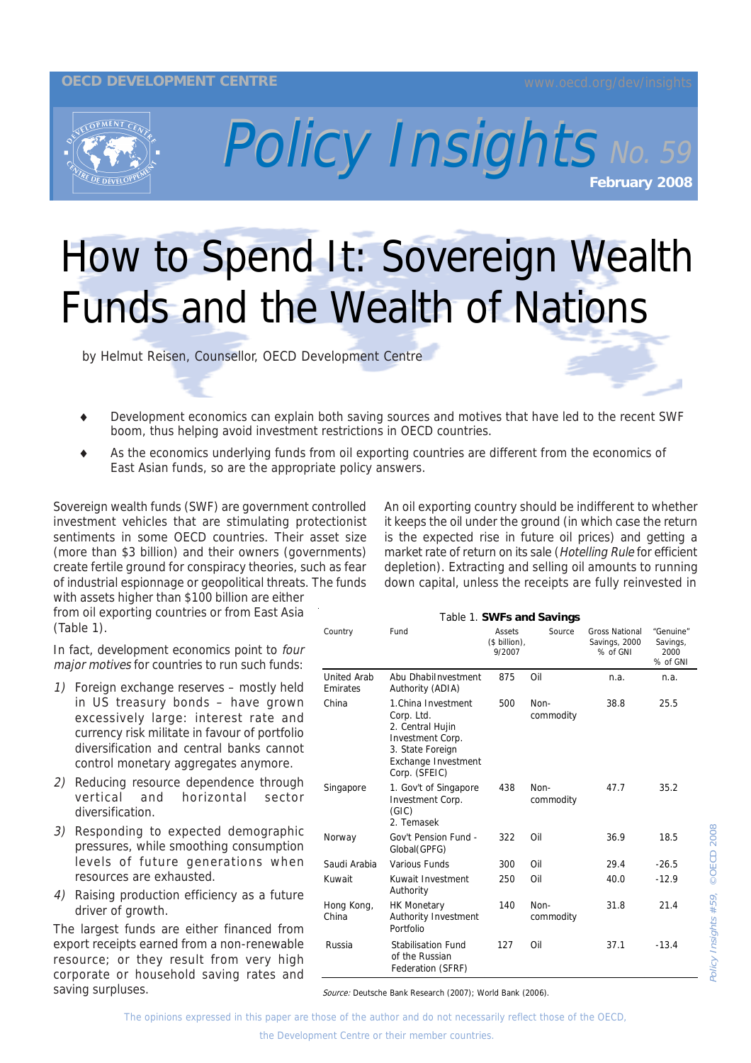OECD DEVELOPMENT CENTRE

www.oecd.org/dev/insights

# Policy Insights No. 59

**February 2008**

# How to Spend It: Sovereign Wealth Funds and the Wealth of Nations

by Helmut Reisen, Counsellor, OECD Development Centre

- Development economics can explain both saving sources and motives that have led to the recent SWF boom, thus helping avoid investment restrictions in OECD countries.
- As the economics underlying funds from oil exporting countries are different from the economics of East Asian funds, so are the appropriate policy answers.

Sovereign wealth funds (SWF) are government controlled investment vehicles that are stimulating protectionist sentiments in some OECD countries. Their asset size (more than $3 billion) and their owners (governments) create fertile ground for conspiracy theories, such as fear of industrial espionnage or geopolitical threats. The funds with assets higher than $100 billion are either from oil exporting countries or from East Asia (Table 1).

In fact, development economics point to *four major motives* for countries to run such funds:

1) Foreign exchange reserves – mostly held in US treasury bonds – have grown excessively large: interest rate and currency risk militate in favour of portfolio diversification and central banks cannot control monetary aggregates anymore.
2) Reducing resource dependence through vertical and horizontal sector diversification.
3) Responding to expected demographic pressures, while smoothing consumption levels of future generations when resources are exhausted.
4) Raising production efficiency as a future driver of growth.

The largest funds are either financed from export receipts earned from a non-renewable resource; or they result from very high corporate or household saving rates and saving surpluses.

An oil exporting country should be indifferent to whether it keeps the oil under the ground (in which case the return is the expected rise in future oil prices) and getting a market rate of return on its sale (*Hotelling Rule* for efficient depletion). Extracting and selling oil amounts to running down capital, unless the receipts are fully reinvested in

Table 1. **SWFs and Savings**

| Country | Fund | Assets ($ billion), 9/2007 | Source | Gross National Savings, 2000 % of GNI | "Genuine" Savings, 2000 % of GNI |
|---|---|---|---|---|---|
| United Arab Emirates | Abu DhabiInvestment Authority (ADIA) | 875 | Oil | n.a. | n.a. |
| China | 1.China Investment Corp. Ltd. 2. Central Hujin Investment Corp. 3. State Foreign Exchange Investment Corp. (SFEIC) | 500 | Non-commodity | 38.8 | 25.5 |
| Singapore | 1. Gov't of Singapore Investment Corp. (GIC) 2. Temasek | 438 | Non-commodity | 47.7 | 35.2 |
| Norway | Gov't Pension Fund - Global(GPFG) | 322 | Oil | 36.9 | 18.5 |
| Saudi Arabia | Various Funds | 300 | Oil | 29.4 | -26.5 |
| Kuwait | Kuwait Investment Authority | 250 | Oil | 40.0 | -12.9 |
| Hong Kong, China | HK Monetary Authority Investment Portfolio | 140 | Non-commodity | 31.8 | 21.4 |
| Russia | Stabilisation Fund of the Russian Federation (SFRF) | 127 | Oil | 37.1 | -13.4 |

*Source:* Deutsche Bank Research (2007); World Bank (2006).

The opinions expressed in this paper are those of the author and do not necessarily reflect those of the OECD, the Development Centre or their member countries.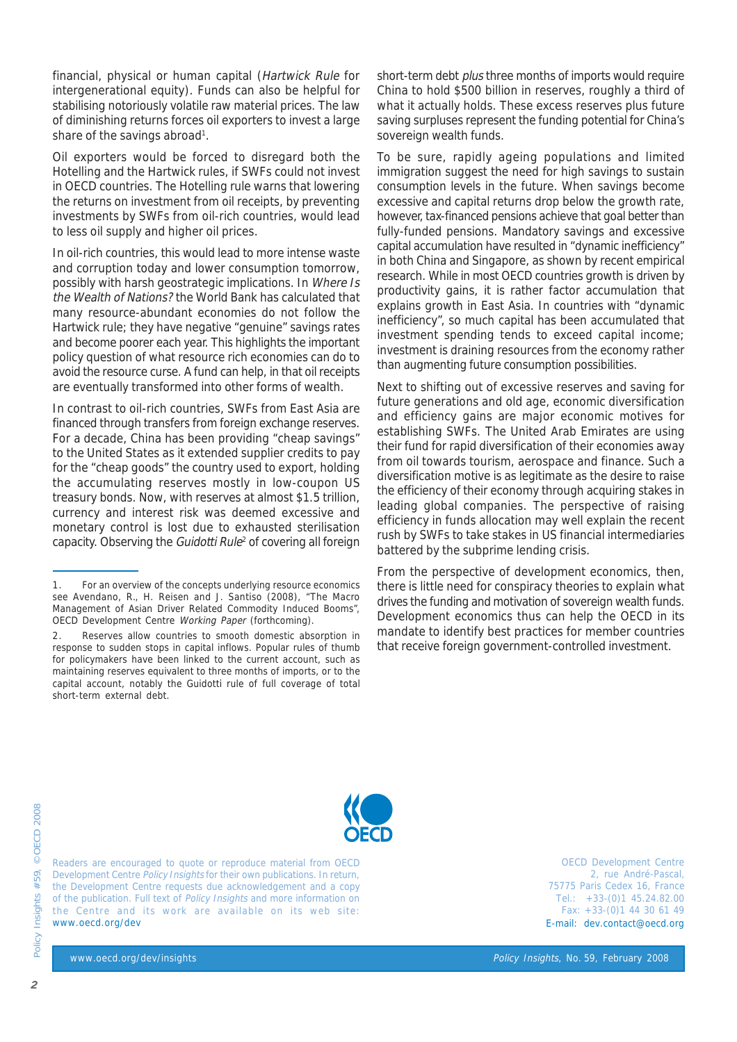financial, physical or human capital (*Hartwick Rule* for intergenerational equity). Funds can also be helpful for stabilising notoriously volatile raw material prices. The law of diminishing returns forces oil exporters to invest a large share of the savings abroad[1].

Oil exporters would be forced to disregard both the Hotelling and the Hartwick rules, if SWFs could not invest in OECD countries. The Hotelling rule warns that lowering the returns on investment from oil receipts, by preventing investments by SWFs from oil-rich countries, would lead to less oil supply and higher oil prices.

In oil-rich countries, this would lead to more intense waste and corruption today and lower consumption tomorrow, possibly with harsh geostrategic implications. In *Where Is the Wealth of Nations?* the World Bank has calculated that many resource-abundant economies do not follow the Hartwick rule; they have negative "genuine" savings rates and become poorer each year. This highlights the important policy question of what resource rich economies can do to avoid the resource curse. A fund can help, in that oil receipts are eventually transformed into other forms of wealth.

In contrast to oil-rich countries, SWFs from East Asia are financed through transfers from foreign exchange reserves. For a decade, China has been providing "cheap savings" to the United States as it extended supplier credits to pay for the "cheap goods" the country used to export, holding the accumulating reserves mostly in low-coupon US treasury bonds. Now, with reserves at almost $1.5 trillion, currency and interest risk was deemed excessive and monetary control is lost due to exhausted sterilisation capacity. Observing the *Guidotti Rule*[2] of covering all foreign short-term debt *plus* three months of imports would require China to hold $500 billion in reserves, roughly a third of what it actually holds. These excess reserves plus future saving surpluses represent the funding potential for China's sovereign wealth funds.

To be sure, rapidly ageing populations and limited immigration suggest the need for high savings to sustain consumption levels in the future. When savings become excessive and capital returns drop below the growth rate, however, tax-financed pensions achieve that goal better than fully-funded pensions. Mandatory savings and excessive capital accumulation have resulted in "dynamic inefficiency" in both China and Singapore, as shown by recent empirical research. While in most OECD countries growth is driven by productivity gains, it is rather factor accumulation that explains growth in East Asia. In countries with "dynamic inefficiency", so much capital has been accumulated that investment spending tends to exceed capital income; investment is draining resources from the economy rather than augmenting future consumption possibilities.

Next to shifting out of excessive reserves and saving for future generations and old age, economic diversification and efficiency gains are major economic motives for establishing SWFs. The United Arab Emirates are using their fund for rapid diversification of their economies away from oil towards tourism, aerospace and finance. Such a diversification motive is as legitimate as the desire to raise the efficiency of their economy through acquiring stakes in leading global companies. The perspective of raising efficiency in funds allocation may well explain the recent rush by SWFs to take stakes in US financial intermediaries battered by the subprime lending crisis.

From the perspective of development economics, then, there is little need for conspiracy theories to explain what drives the funding and motivation of sovereign wealth funds. Development economics thus can help the OECD in its mandate to identify best practices for member countries that receive foreign government-controlled investment.

---

1. For an overview of the concepts underlying resource economics see Avendano, R., H. Reisen and J. Santiso (2008), "The Macro Management of Asian Driver Related Commodity Induced Booms", OECD Development Centre *Working Paper* (forthcoming).

2. Reserves allow countries to smooth domestic absorption in response to sudden stops in capital inflows. Popular rules of thumb for policymakers have been linked to the current account, such as maintaining reserves equivalent to three months of imports, or to the capital account, notably the Guidotti rule of full coverage of total short-term external debt.

Readers are encouraged to quote or reproduce material from OECD Development Centre *Policy Insights* for their own publications. In return, the Development Centre requests due acknowledgement and a copy of the publication. Full text of *Policy Insights* and more information on the Centre and its work are available on its web site: www.oecd.org/dev

OECD Development Centre
2, rue André-Pascal,
75775 Paris Cedex 16, France
Tel.: +33-(0)1 45.24.82.00
Fax: +33-(0)1 44 30 61 49
E-mail: dev.contact@oecd.org